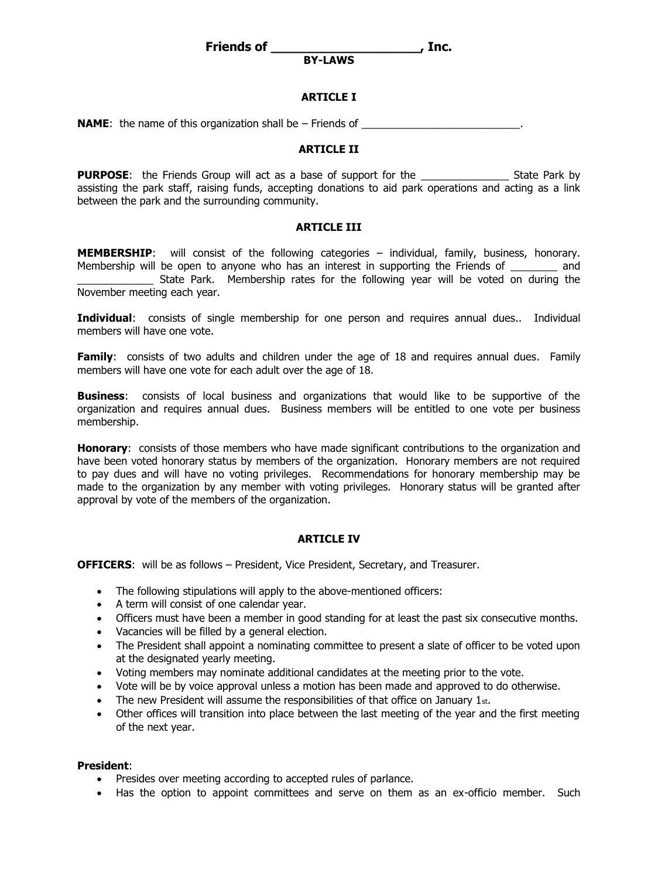# Friends of ___________________, Inc.

**BY-LAWS**

### ARTICLE I

**NAME**: the name of this organization shall be – Friends of __________________________.

### ARTICLE II

**PURPOSE**: the Friends Group will act as a base of support for the ______________ State Park by assisting the park staff, raising funds, accepting donations to aid park operations and acting as a link between the park and the surrounding community.

### ARTICLE III

**MEMBERSHIP**: will consist of the following categories – individual, family, business, honorary. Membership will be open to anyone who has an interest in supporting the Friends of ________ and _____________ State Park. Membership rates for the following year will be voted on during the November meeting each year.

**Individual**: consists of single membership for one person and requires annual dues.. Individual members will have one vote.

**Family**: consists of two adults and children under the age of 18 and requires annual dues. Family members will have one vote for each adult over the age of 18.

**Business**: consists of local business and organizations that would like to be supportive of the organization and requires annual dues. Business members will be entitled to one vote per business membership.

**Honorary**: consists of those members who have made significant contributions to the organization and have been voted honorary status by members of the organization. Honorary members are not required to pay dues and will have no voting privileges. Recommendations for honorary membership may be made to the organization by any member with voting privileges. Honorary status will be granted after approval by vote of the members of the organization.

### ARTICLE IV

**OFFICERS**: will be as follows – President, Vice President, Secretary, and Treasurer.

- The following stipulations will apply to the above-mentioned officers:
- A term will consist of one calendar year.
- Officers must have been a member in good standing for at least the past six consecutive months.
- Vacancies will be filled by a general election.
- The President shall appoint a nominating committee to present a slate of officer to be voted upon at the designated yearly meeting.
- Voting members may nominate additional candidates at the meeting prior to the vote.
- Vote will be by voice approval unless a motion has been made and approved to do otherwise.
- The new President will assume the responsibilities of that office on January 1st.
- Other offices will transition into place between the last meeting of the year and the first meeting of the next year.

**President**:

- Presides over meeting according to accepted rules of parlance.
- Has the option to appoint committees and serve on them as an ex-officio member. Such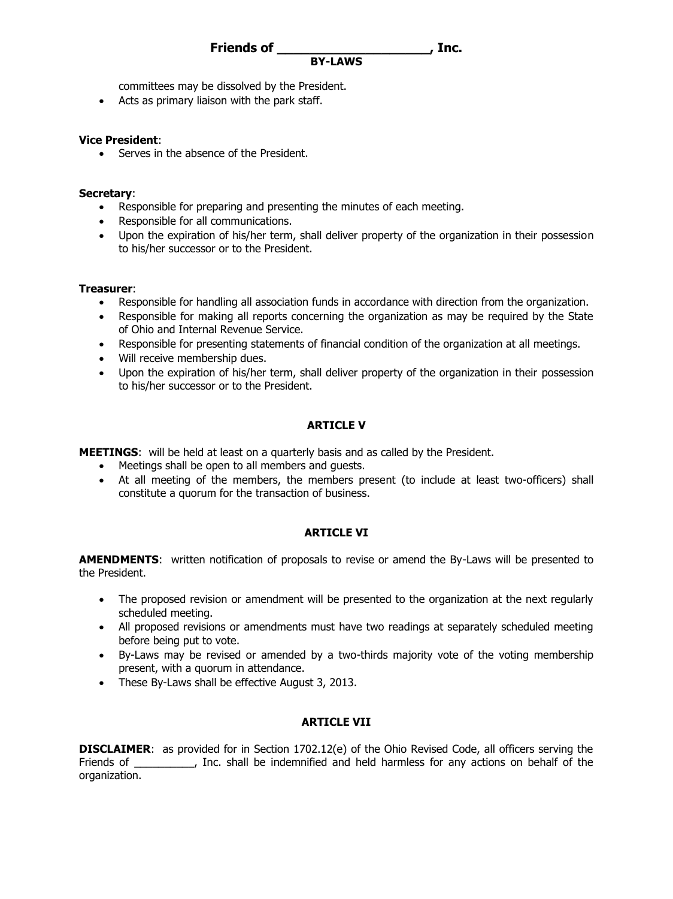committees may be dissolved by the President.

- Acts as primary liaison with the park staff.

**Vice President**:

- Serves in the absence of the President.

**Secretary**:

- Responsible for preparing and presenting the minutes of each meeting.
- Responsible for all communications.
- Upon the expiration of his/her term, shall deliver property of the organization in their possession to his/her successor or to the President.

**Treasurer**:

- Responsible for handling all association funds in accordance with direction from the organization.
- Responsible for making all reports concerning the organization as may be required by the State of Ohio and Internal Revenue Service.
- Responsible for presenting statements of financial condition of the organization at all meetings.
- Will receive membership dues.
- Upon the expiration of his/her term, shall deliver property of the organization in their possession to his/her successor or to the President.

## ARTICLE V

**MEETINGS**: will be held at least on a quarterly basis and as called by the President.

- Meetings shall be open to all members and guests.
- At all meeting of the members, the members present (to include at least two-officers) shall constitute a quorum for the transaction of business.

## ARTICLE VI

**AMENDMENTS**: written notification of proposals to revise or amend the By-Laws will be presented to the President.

- The proposed revision or amendment will be presented to the organization at the next regularly scheduled meeting.
- All proposed revisions or amendments must have two readings at separately scheduled meeting before being put to vote.
- By-Laws may be revised or amended by a two-thirds majority vote of the voting membership present, with a quorum in attendance.
- These By-Laws shall be effective August 3, 2013.

## ARTICLE VII

**DISCLAIMER**: as provided for in Section 1702.12(e) of the Ohio Revised Code, all officers serving the Friends of __________, Inc. shall be indemnified and held harmless for any actions on behalf of the organization.